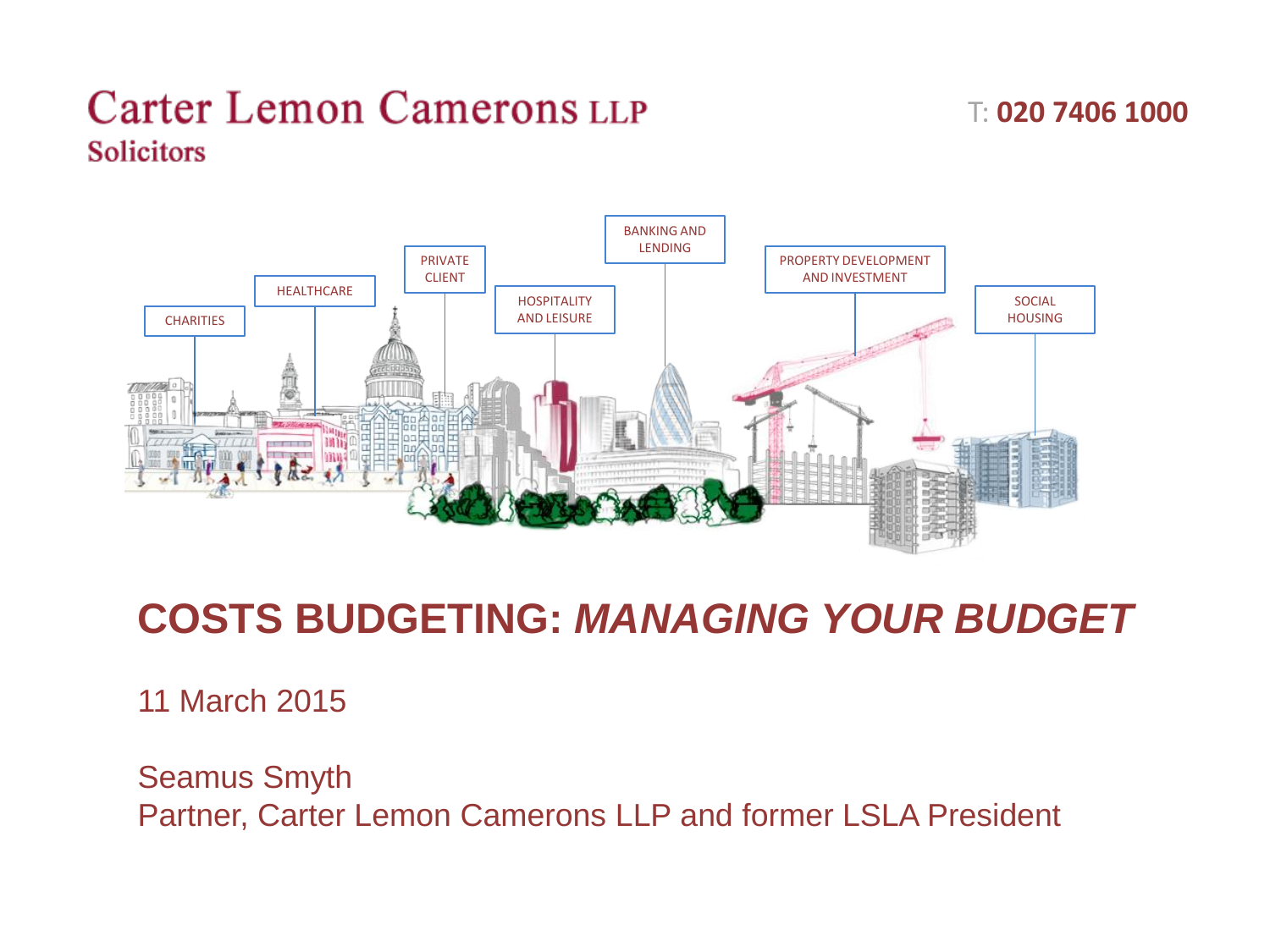Carter Lemon Camerons LLP
Solicitors

T: **020 7406 1000**

CHARITIES
HEALTHCARE
PRIVATE CLIENT
HOSPITALITY AND LEISURE
BANKING AND LENDING
PROPERTY DEVELOPMENT AND INVESTMENT
SOCIAL HOUSING

# COSTS BUDGETING: *MANAGING YOUR BUDGET*

11 March 2015

Seamus Smyth
Partner, Carter Lemon Camerons LLP and former LSLA President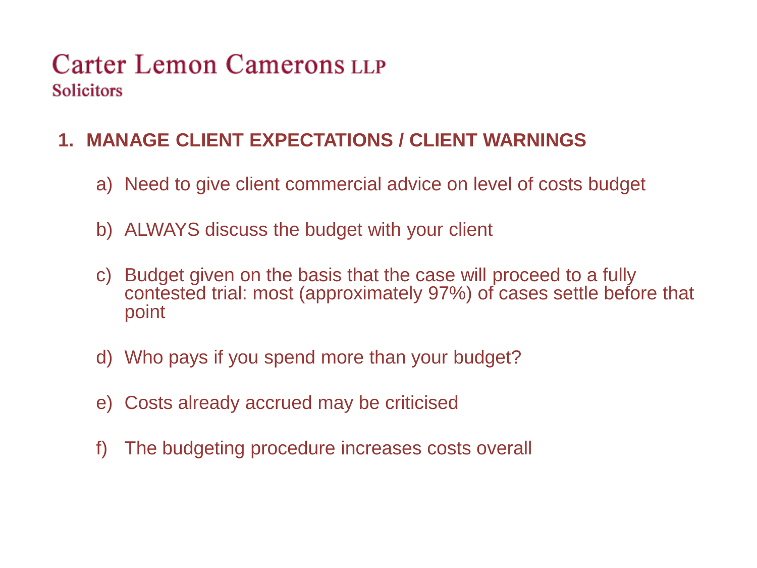Carter Lemon Camerons LLP
Solicitors

## 1. MANAGE CLIENT EXPECTATIONS / CLIENT WARNINGS

a) Need to give client commercial advice on level of costs budget

b) ALWAYS discuss the budget with your client

c) Budget given on the basis that the case will proceed to a fully contested trial: most (approximately 97%) of cases settle before that point

d) Who pays if you spend more than your budget?

e) Costs already accrued may be criticised

f) The budgeting procedure increases costs overall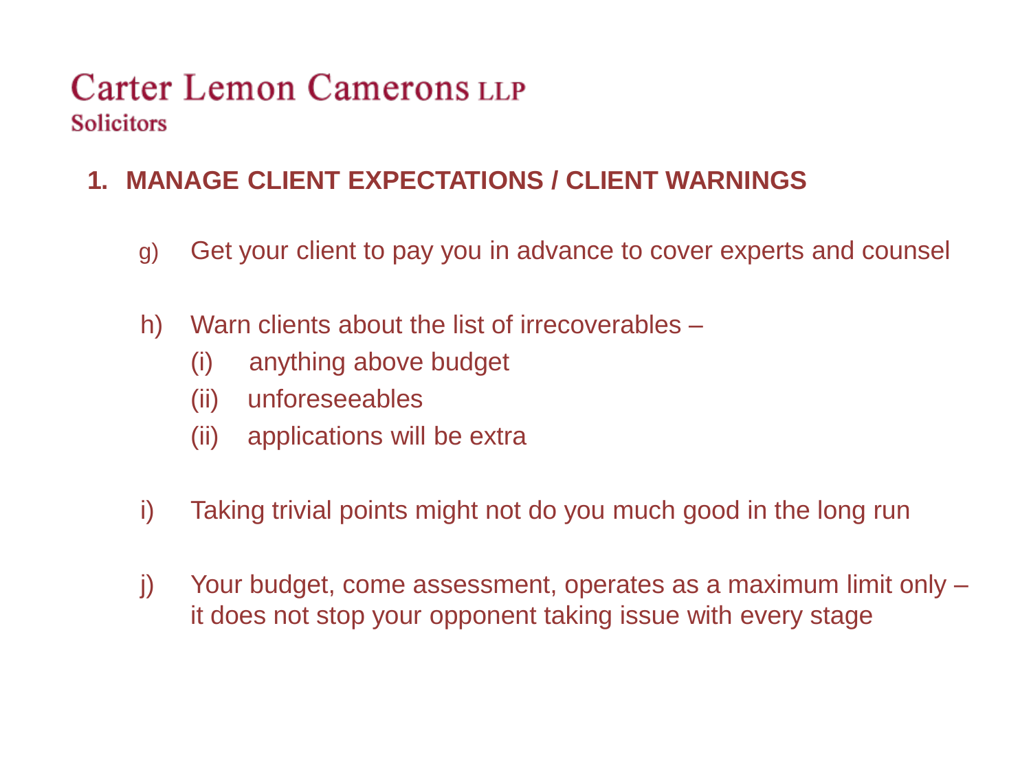Carter Lemon Camerons LLP
Solicitors

## 1. MANAGE CLIENT EXPECTATIONS / CLIENT WARNINGS

g) Get your client to pay you in advance to cover experts and counsel

h) Warn clients about the list of irrecoverables –

 (i) anything above budget

 (ii) unforeseeables

 (ii) applications will be extra

i) Taking trivial points might not do you much good in the long run

j) Your budget, come assessment, operates as a maximum limit only – it does not stop your opponent taking issue with every stage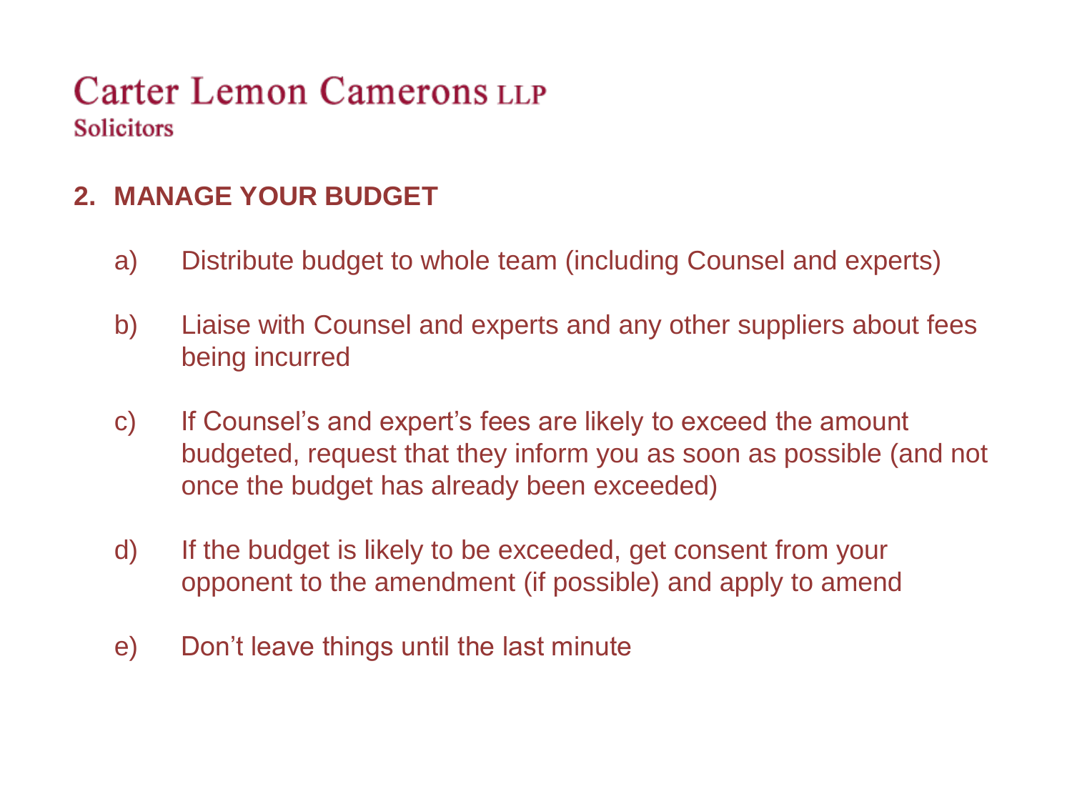Carter Lemon Camerons LLP
Solicitors

## 2. MANAGE YOUR BUDGET

a) Distribute budget to whole team (including Counsel and experts)

b) Liaise with Counsel and experts and any other suppliers about fees being incurred

c) If Counsel's and expert's fees are likely to exceed the amount budgeted, request that they inform you as soon as possible (and not once the budget has already been exceeded)

d) If the budget is likely to be exceeded, get consent from your opponent to the amendment (if possible) and apply to amend

e) Don't leave things until the last minute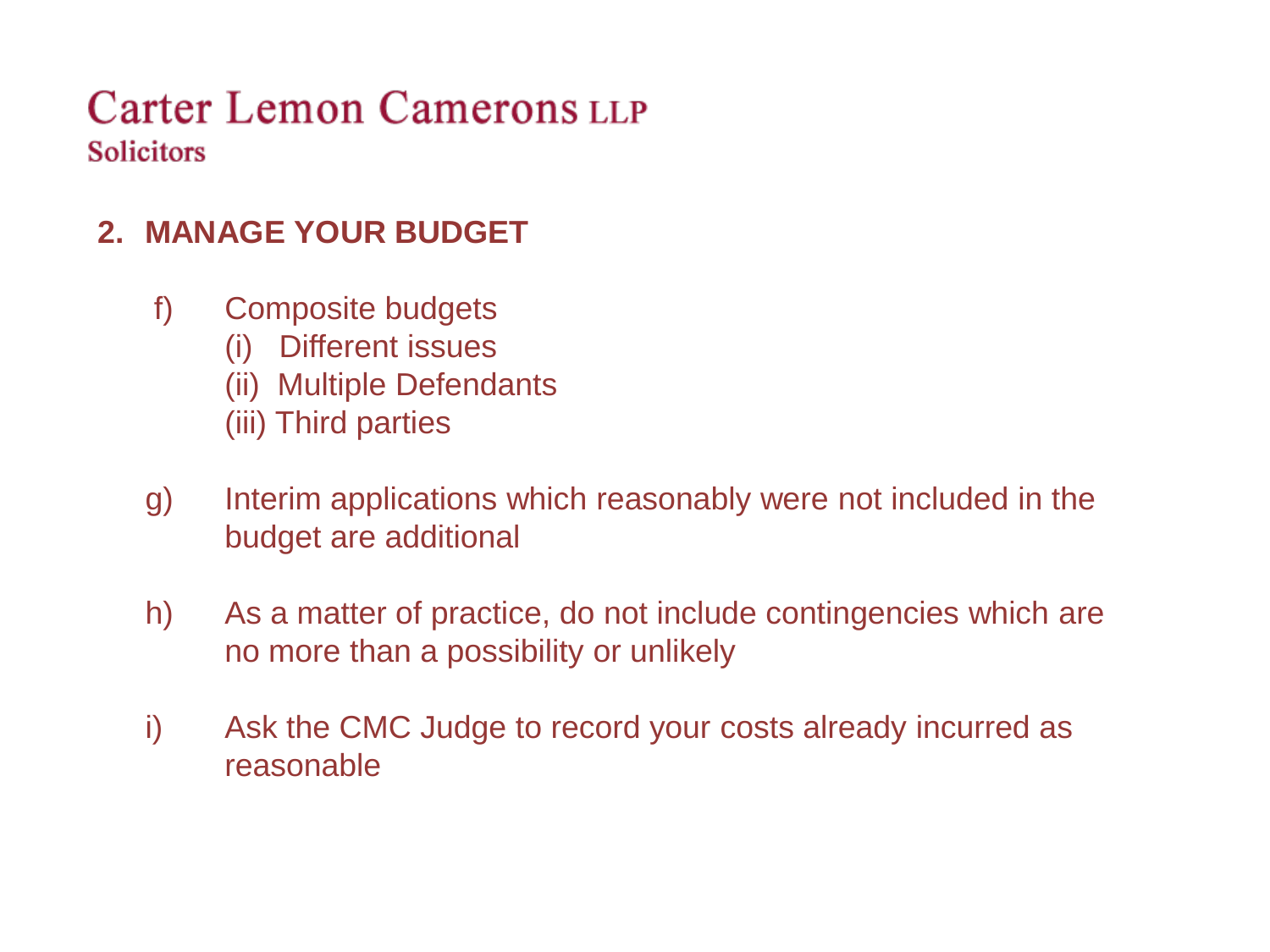Carter Lemon Camerons LLP
Solicitors

## 2. MANAGE YOUR BUDGET

f) Composite budgets
  (i) Different issues
  (ii) Multiple Defendants
  (iii) Third parties

g) Interim applications which reasonably were not included in the budget are additional

h) As a matter of practice, do not include contingencies which are no more than a possibility or unlikely

i) Ask the CMC Judge to record your costs already incurred as reasonable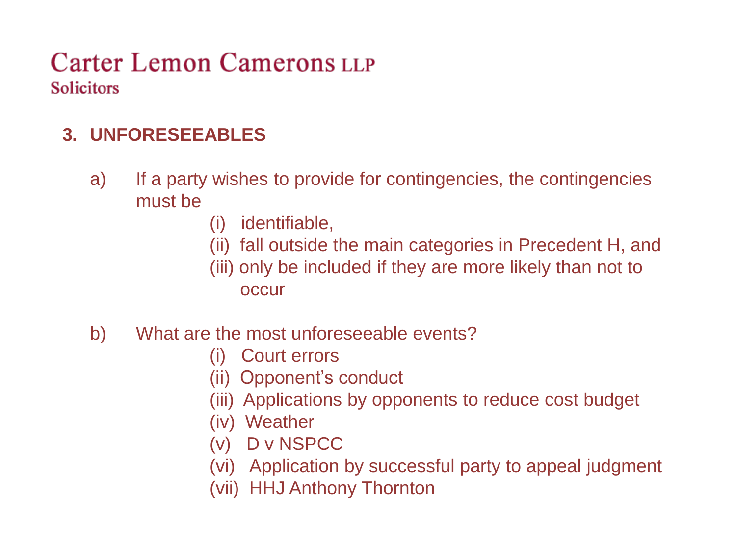Carter Lemon Camerons LLP
Solicitors

## 3. UNFORESEEABLES

a) If a party wishes to provide for contingencies, the contingencies must be

(i) identifiable,
(ii) fall outside the main categories in Precedent H, and
(iii) only be included if they are more likely than not to occur

b) What are the most unforeseeable events?

(i) Court errors
(ii) Opponent's conduct
(iii) Applications by opponents to reduce cost budget
(iv) Weather
(v) D v NSPCC
(vi) Application by successful party to appeal judgment
(vii) HHJ Anthony Thornton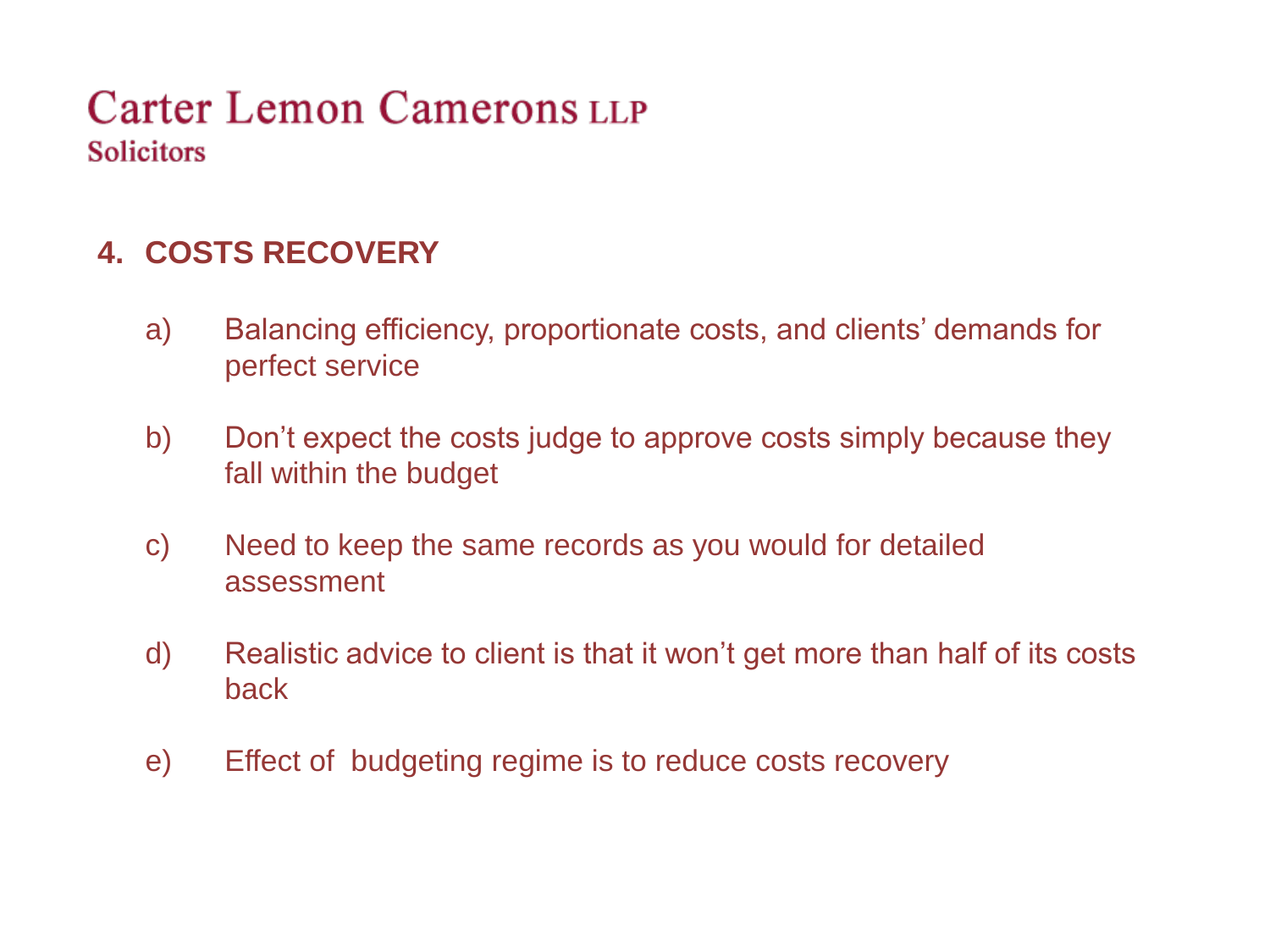Carter Lemon Camerons LLP
Solicitors

## 4. COSTS RECOVERY

a) Balancing efficiency, proportionate costs, and clients' demands for perfect service

b) Don't expect the costs judge to approve costs simply because they fall within the budget

c) Need to keep the same records as you would for detailed assessment

d) Realistic advice to client is that it won't get more than half of its costs back

e) Effect of budgeting regime is to reduce costs recovery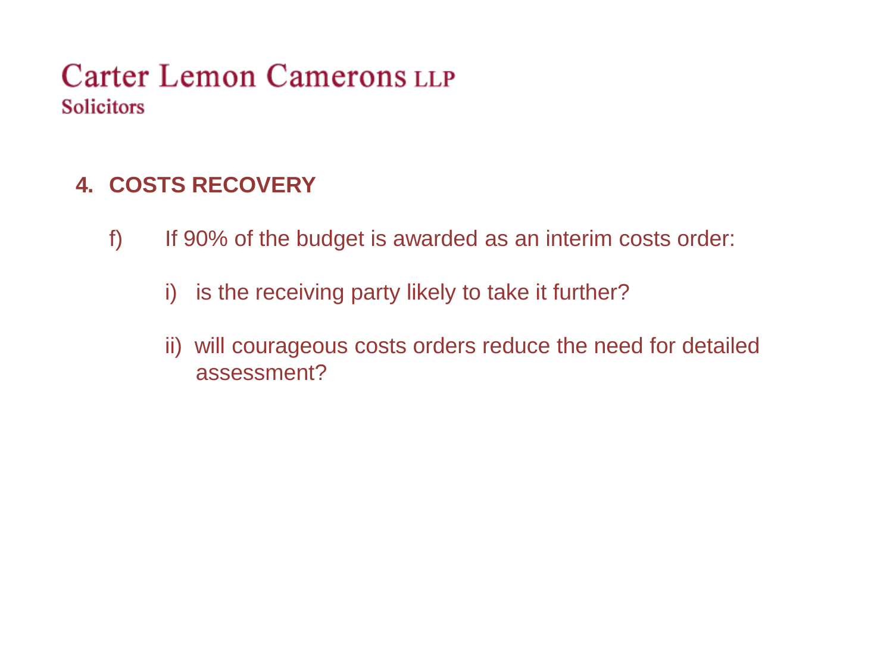Carter Lemon Camerons LLP
Solicitors

## 4. COSTS RECOVERY

f) If 90% of the budget is awarded as an interim costs order:

i) is the receiving party likely to take it further?

ii) will courageous costs orders reduce the need for detailed assessment?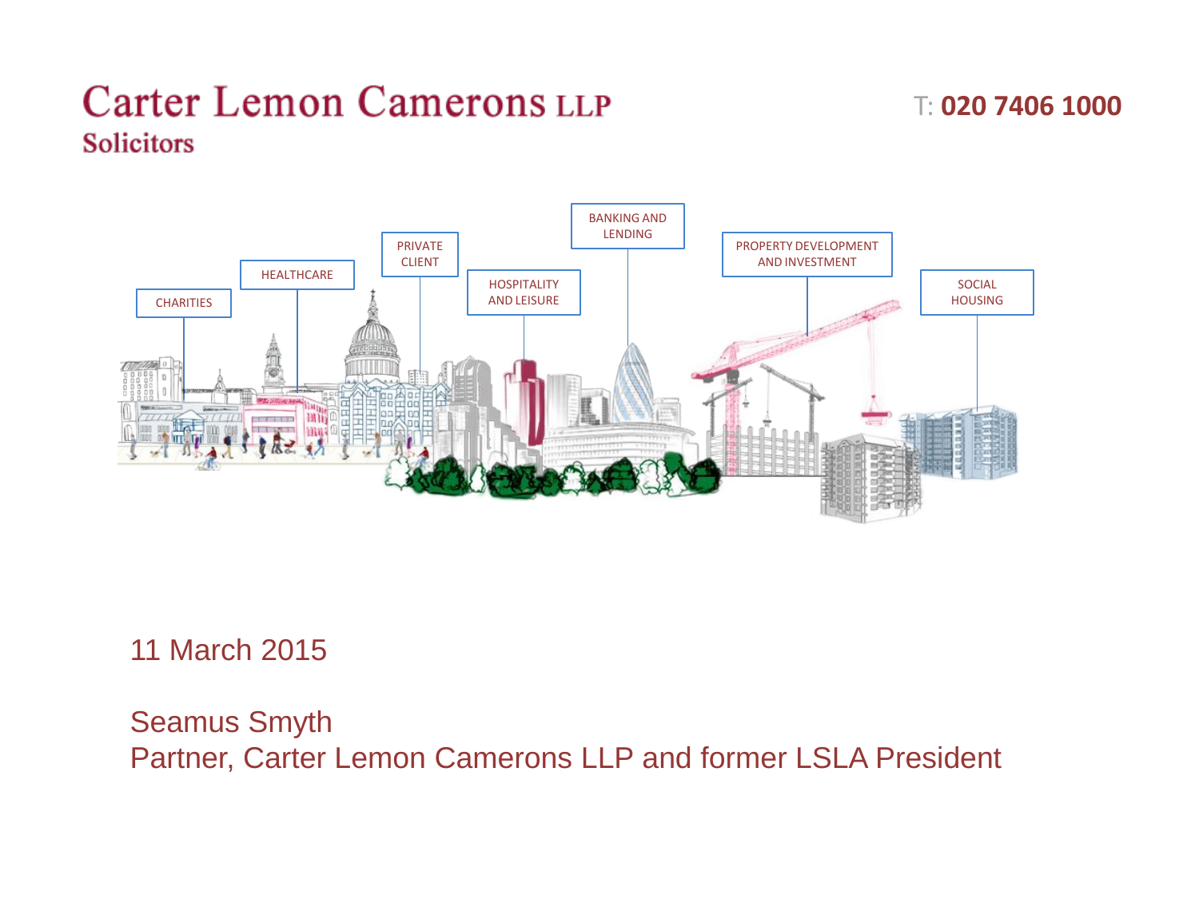# Carter Lemon Camerons LLP

**Solicitors**

T: **020 7406 1000**

CHARITIES

HEALTHCARE

PRIVATE CLIENT

HOSPITALITY AND LEISURE

BANKING AND LENDING

PROPERTY DEVELOPMENT AND INVESTMENT

SOCIAL HOUSING

11 March 2015

Seamus Smyth
Partner, Carter Lemon Camerons LLP and former LSLA President